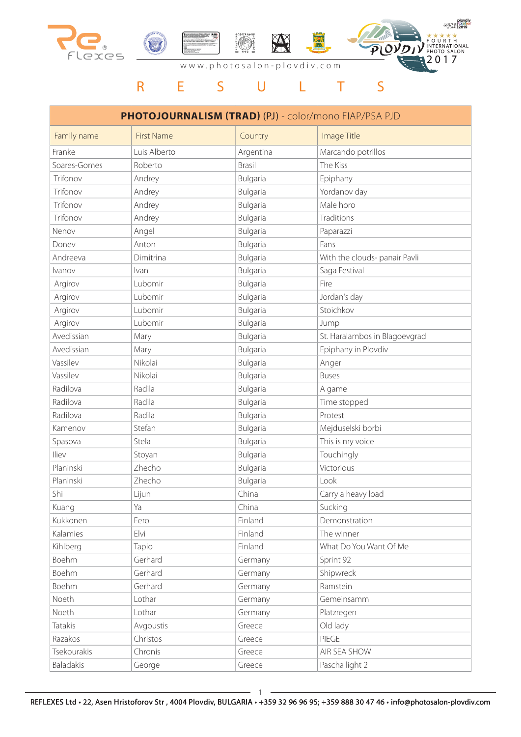www.photosalon-plovdiv.com

# R E S U L T S

| PHOTOJOURNALISM (TRAD) (PJ) - color/mono FIAP/PSA PJD | | | |
|---|---|---|---|
| Family name | First Name | Country | Image Title |
| Franke | Luis Alberto | Argentina | Marcando potrillos |
| Soares-Gomes | Roberto | Brasil | The Kiss |
| Trifonov | Andrey | Bulgaria | Epiphany |
| Trifonov | Andrey | Bulgaria | Yordanov day |
| Trifonov | Andrey | Bulgaria | Male horo |
| Trifonov | Andrey | Bulgaria | Traditions |
| Nenov | Angel | Bulgaria | Paparazzi |
| Donev | Anton | Bulgaria | Fans |
| Andreeva | Dimitrina | Bulgaria | With the clouds- panair Pavli |
| Ivanov | Ivan | Bulgaria | Saga Festival |
| Argirov | Lubomir | Bulgaria | Fire |
| Argirov | Lubomir | Bulgaria | Jordan's day |
| Argirov | Lubomir | Bulgaria | Stoichkov |
| Argirov | Lubomir | Bulgaria | Jump |
| Avedissian | Mary | Bulgaria | St. Haralambos in Blagoevgrad |
| Avedissian | Mary | Bulgaria | Epiphany in Plovdiv |
| Vassilev | Nikolai | Bulgaria | Anger |
| Vassilev | Nikolai | Bulgaria | Buses |
| Radilova | Radila | Bulgaria | A game |
| Radilova | Radila | Bulgaria | Time stopped |
| Radilova | Radila | Bulgaria | Protest |
| Kamenov | Stefan | Bulgaria | Mejduselski borbi |
| Spasova | Stela | Bulgaria | This is my voice |
| Iliev | Stoyan | Bulgaria | Touchingly |
| Planinski | Zhecho | Bulgaria | Victorious |
| Planinski | Zhecho | Bulgaria | Look |
| Shi | Lijun | China | Carry a heavy load |
| Kuang | Ya | China | Sucking |
| Kukkonen | Eero | Finland | Demonstration |
| Kalamies | Elvi | Finland | The winner |
| Kihlberg | Tapio | Finland | What Do You Want Of Me |
| Boehm | Gerhard | Germany | Sprint 92 |
| Boehm | Gerhard | Germany | Shipwreck |
| Boehm | Gerhard | Germany | Ramstein |
| Noeth | Lothar | Germany | Gemeinsamm |
| Noeth | Lothar | Germany | Platzregen |
| Tatakis | Avgoustis | Greece | Old lady |
| Razakos | Christos | Greece | PIEGE |
| Tsekourakis | Chronis | Greece | AIR SEA SHOW |
| Baladakis | George | Greece | Pascha light 2 |

REFLEXES Ltd • 22, Asen Hristoforov Str , 4004 Plovdiv, BULGARIA • +359 32 96 96 95; +359 888 30 47 46 • info@photosalon-plovdiv.com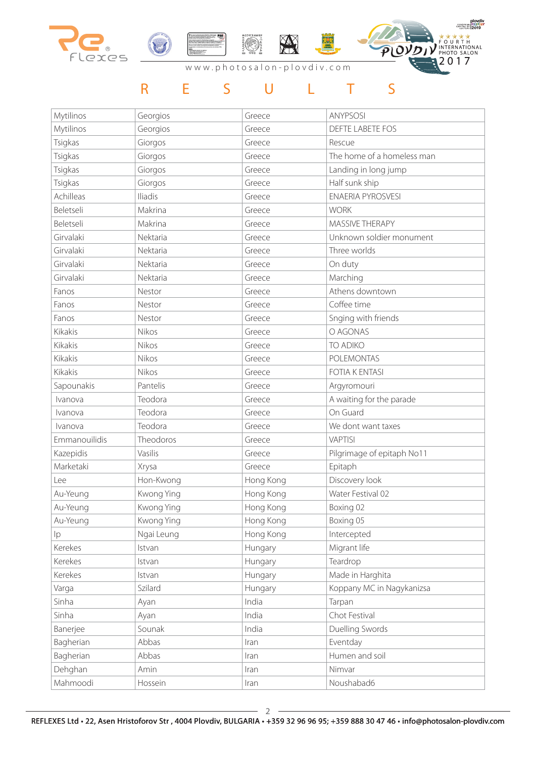www.photosalon-plovdiv.com

# R E S U L T S

| | | | |
|---|---|---|---|
| Mytilinos | Georgios | Greece | ANYPSOSI |
| Mytilinos | Georgios | Greece | DEFTE LABETE FOS |
| Tsigkas | Giorgos | Greece | Rescue |
| Tsigkas | Giorgos | Greece | The home of a homeless man |
| Tsigkas | Giorgos | Greece | Landing in long jump |
| Tsigkas | Giorgos | Greece | Half sunk ship |
| Achilleas | Iliadis | Greece | ENAERIA PYROSVESI |
| Beletseli | Makrina | Greece | WORK |
| Beletseli | Makrina | Greece | MASSIVE THERAPY |
| Girvalaki | Nektaria | Greece | Unknown soldier monument |
| Girvalaki | Nektaria | Greece | Three worlds |
| Girvalaki | Nektaria | Greece | On duty |
| Girvalaki | Nektaria | Greece | Marching |
| Fanos | Nestor | Greece | Athens downtown |
| Fanos | Nestor | Greece | Coffee time |
| Fanos | Nestor | Greece | Snging with friends |
| Kikakis | Nikos | Greece | O AGONAS |
| Kikakis | Nikos | Greece | TO ADIKO |
| Kikakis | Nikos | Greece | POLEMONTAS |
| Kikakis | Nikos | Greece | FOTIA K ENTASI |
| Sapounakis | Pantelis | Greece | Argyromouri |
| Ivanova | Teodora | Greece | A waiting for the parade |
| Ivanova | Teodora | Greece | On Guard |
| Ivanova | Teodora | Greece | We dont want taxes |
| Emmanouilidis | Theodoros | Greece | VAPTISI |
| Kazepidis | Vasilis | Greece | Pilgrimage of epitaph No11 |
| Marketaki | Xrysa | Greece | Epitaph |
| Lee | Hon-Kwong | Hong Kong | Discovery look |
| Au-Yeung | Kwong Ying | Hong Kong | Water Festival 02 |
| Au-Yeung | Kwong Ying | Hong Kong | Boxing 02 |
| Au-Yeung | Kwong Ying | Hong Kong | Boxing 05 |
| Ip | Ngai Leung | Hong Kong | Intercepted |
| Kerekes | Istvan | Hungary | Migrant life |
| Kerekes | Istvan | Hungary | Teardrop |
| Kerekes | Istvan | Hungary | Made in Harghita |
| Varga | Szilard | Hungary | Koppany MC in Nagykanizsa |
| Sinha | Ayan | India | Tarpan |
| Sinha | Ayan | India | Chot Festival |
| Banerjee | Sounak | India | Duelling Swords |
| Bagherian | Abbas | Iran | Eventday |
| Bagherian | Abbas | Iran | Humen and soil |
| Dehghan | Amin | Iran | Nimvar |
| Mahmoodi | Hossein | Iran | Noushabad6 |

REFLEXES Ltd • 22, Asen Hristoforov Str , 4004 Plovdiv, BULGARIA • +359 32 96 96 95; +359 888 30 47 46 • info@photosalon-plovdiv.com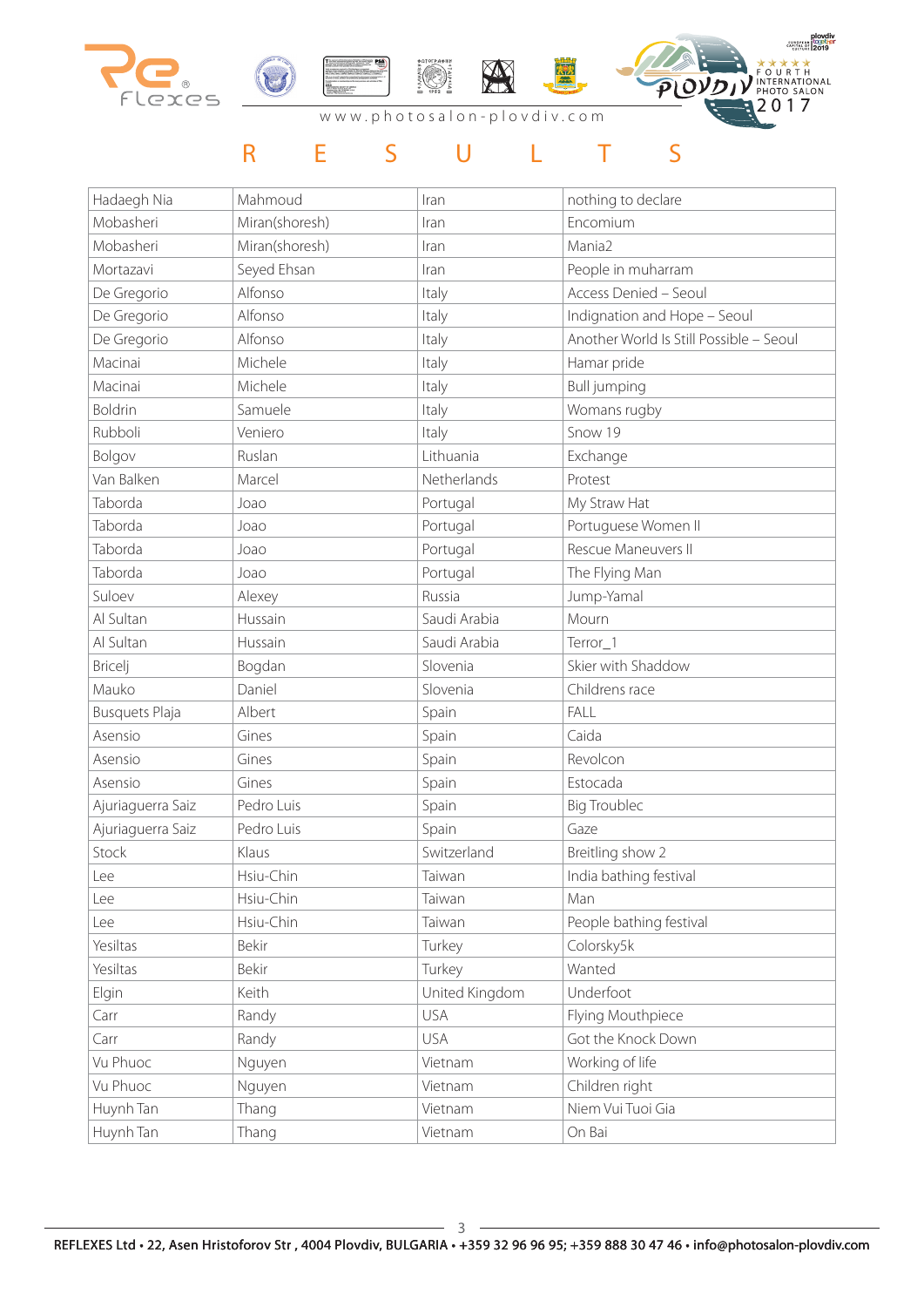www.photosalon-plovdiv.com

# R E S U L T S

| | | | |
|---|---|---|---|
| Hadaegh Nia | Mahmoud | Iran | nothing to declare |
| Mobasheri | Miran(shoresh) | Iran | Encomium |
| Mobasheri | Miran(shoresh) | Iran | Mania2 |
| Mortazavi | Seyed Ehsan | Iran | People in muharram |
| De Gregorio | Alfonso | Italy | Access Denied – Seoul |
| De Gregorio | Alfonso | Italy | Indignation and Hope – Seoul |
| De Gregorio | Alfonso | Italy | Another World Is Still Possible – Seoul |
| Macinai | Michele | Italy | Hamar pride |
| Macinai | Michele | Italy | Bull jumping |
| Boldrin | Samuele | Italy | Womans rugby |
| Rubboli | Veniero | Italy | Snow 19 |
| Bolgov | Ruslan | Lithuania | Exchange |
| Van Balken | Marcel | Netherlands | Protest |
| Taborda | Joao | Portugal | My Straw Hat |
| Taborda | Joao | Portugal | Portuguese Women II |
| Taborda | Joao | Portugal | Rescue Maneuvers II |
| Taborda | Joao | Portugal | The Flying Man |
| Suloev | Alexey | Russia | Jump-Yamal |
| Al Sultan | Hussain | Saudi Arabia | Mourn |
| Al Sultan | Hussain | Saudi Arabia | Terror_1 |
| Bricelj | Bogdan | Slovenia | Skier with Shaddow |
| Mauko | Daniel | Slovenia | Childrens race |
| Busquets Plaja | Albert | Spain | FALL |
| Asensio | Gines | Spain | Caida |
| Asensio | Gines | Spain | Revolcon |
| Asensio | Gines | Spain | Estocada |
| Ajuriaguerra Saiz | Pedro Luis | Spain | Big Troublec |
| Ajuriaguerra Saiz | Pedro Luis | Spain | Gaze |
| Stock | Klaus | Switzerland | Breitling show 2 |
| Lee | Hsiu-Chin | Taiwan | India bathing festival |
| Lee | Hsiu-Chin | Taiwan | Man |
| Lee | Hsiu-Chin | Taiwan | People bathing festival |
| Yesiltas | Bekir | Turkey | Colorsky5k |
| Yesiltas | Bekir | Turkey | Wanted |
| Elgin | Keith | United Kingdom | Underfoot |
| Carr | Randy | USA | Flying Mouthpiece |
| Carr | Randy | USA | Got the Knock Down |
| Vu Phuoc | Nguyen | Vietnam | Working of life |
| Vu Phuoc | Nguyen | Vietnam | Children right |
| Huynh Tan | Thang | Vietnam | Niem Vui Tuoi Gia |
| Huynh Tan | Thang | Vietnam | On Bai |

**REFLEXES Ltd • 22, Asen Hristoforov Str , 4004 Plovdiv, BULGARIA • +359 32 96 96 95; +359 888 30 47 46 • info@photosalon-plovdiv.com**